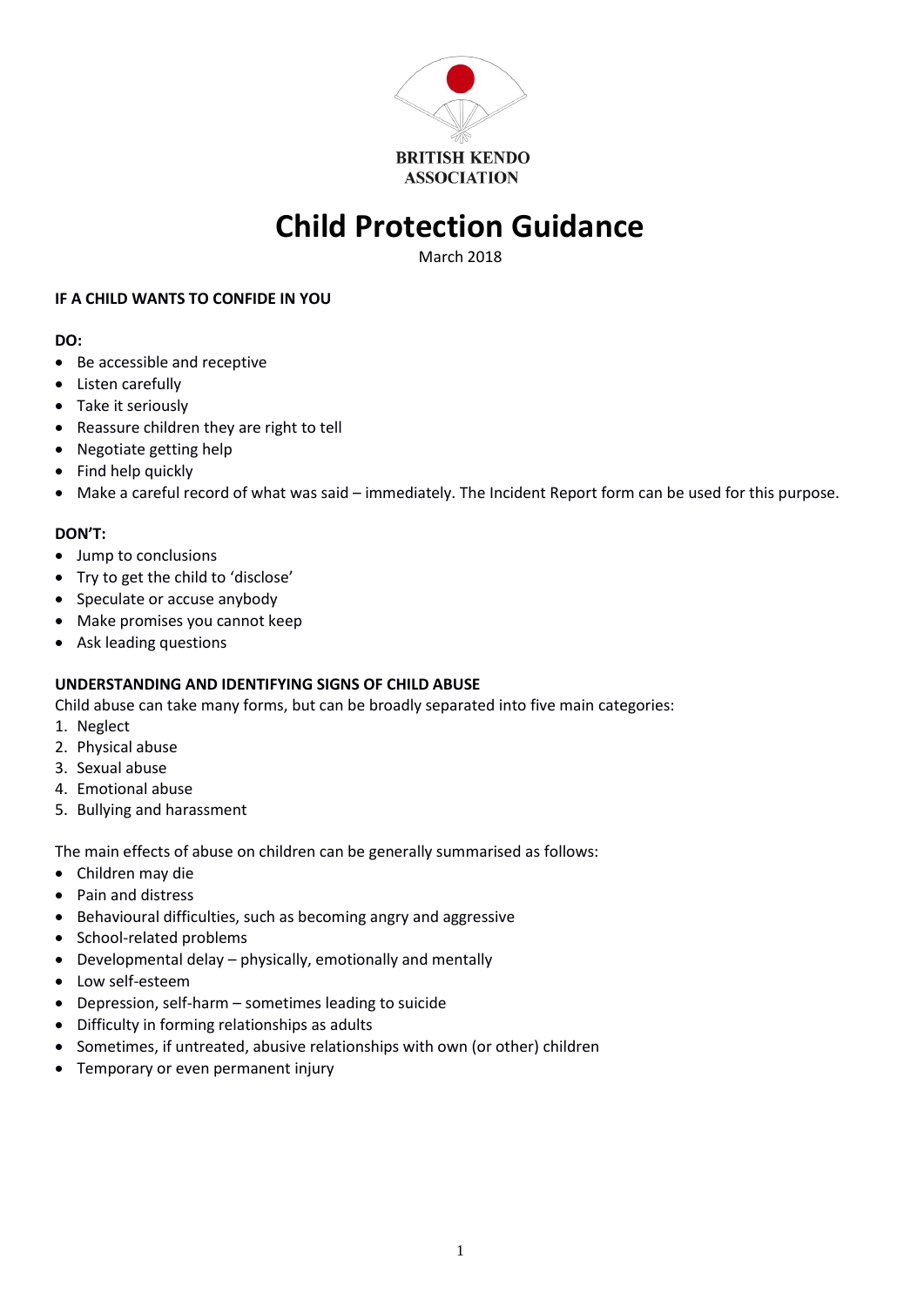BRITISH KENDO ASSOCIATION

# Child Protection Guidance

March 2018

## IF A CHILD WANTS TO CONFIDE IN YOU

**DO:**

- Be accessible and receptive
- Listen carefully
- Take it seriously
- Reassure children they are right to tell
- Negotiate getting help
- Find help quickly
- Make a careful record of what was said – immediately. The Incident Report form can be used for this purpose.

**DON'T:**

- Jump to conclusions
- Try to get the child to 'disclose'
- Speculate or accuse anybody
- Make promises you cannot keep
- Ask leading questions

## UNDERSTANDING AND IDENTIFYING SIGNS OF CHILD ABUSE

Child abuse can take many forms, but can be broadly separated into five main categories:

1. Neglect
2. Physical abuse
3. Sexual abuse
4. Emotional abuse
5. Bullying and harassment

The main effects of abuse on children can be generally summarised as follows:

- Children may die
- Pain and distress
- Behavioural difficulties, such as becoming angry and aggressive
- School-related problems
- Developmental delay – physically, emotionally and mentally
- Low self-esteem
- Depression, self-harm – sometimes leading to suicide
- Difficulty in forming relationships as adults
- Sometimes, if untreated, abusive relationships with own (or other) children
- Temporary or even permanent injury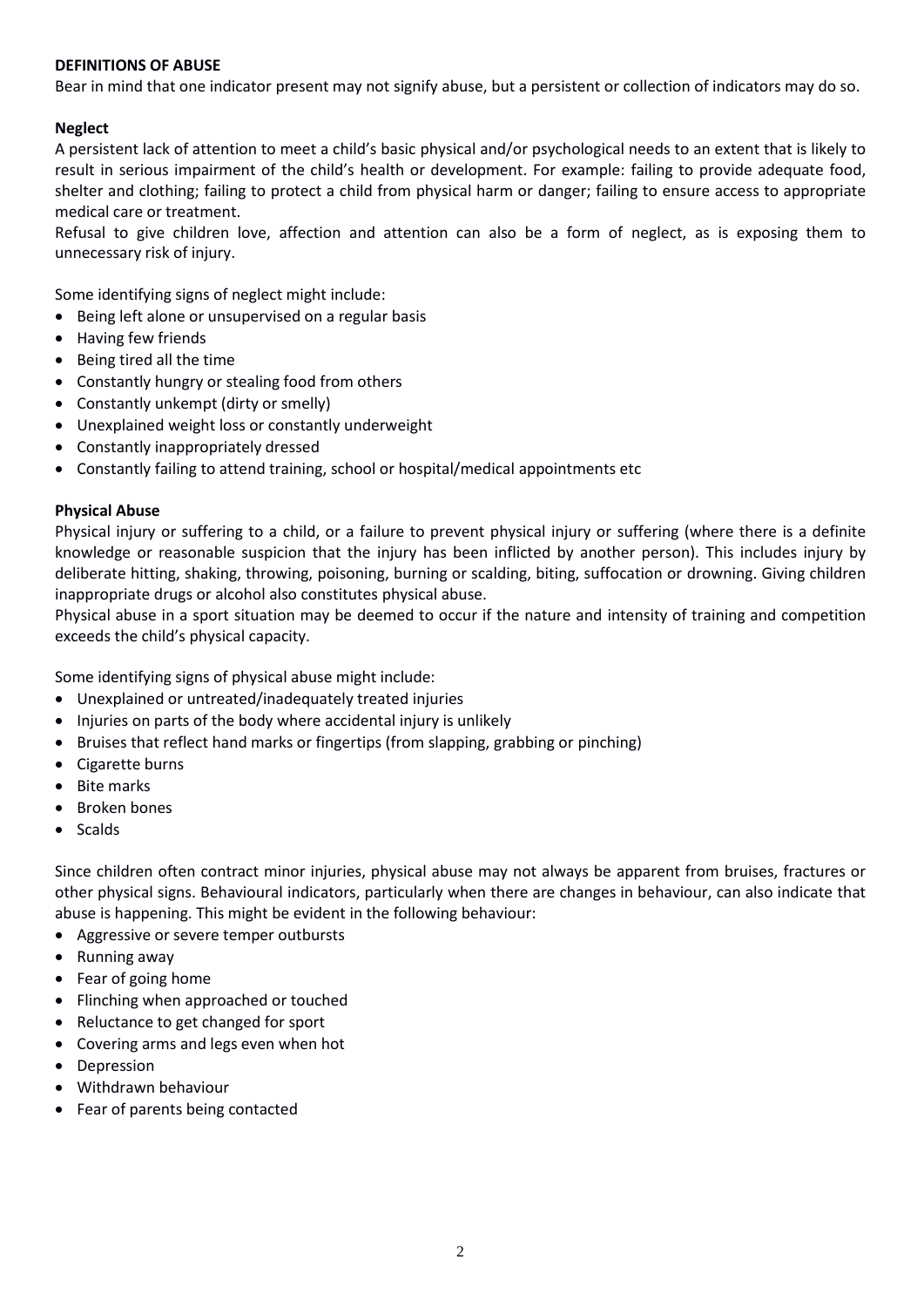## DEFINITIONS OF ABUSE

Bear in mind that one indicator present may not signify abuse, but a persistent or collection of indicators may do so.

### Neglect

A persistent lack of attention to meet a child's basic physical and/or psychological needs to an extent that is likely to result in serious impairment of the child's health or development. For example: failing to provide adequate food, shelter and clothing; failing to protect a child from physical harm or danger; failing to ensure access to appropriate medical care or treatment.

Refusal to give children love, affection and attention can also be a form of neglect, as is exposing them to unnecessary risk of injury.

Some identifying signs of neglect might include:

- Being left alone or unsupervised on a regular basis
- Having few friends
- Being tired all the time
- Constantly hungry or stealing food from others
- Constantly unkempt (dirty or smelly)
- Unexplained weight loss or constantly underweight
- Constantly inappropriately dressed
- Constantly failing to attend training, school or hospital/medical appointments etc

### Physical Abuse

Physical injury or suffering to a child, or a failure to prevent physical injury or suffering (where there is a definite knowledge or reasonable suspicion that the injury has been inflicted by another person). This includes injury by deliberate hitting, shaking, throwing, poisoning, burning or scalding, biting, suffocation or drowning. Giving children inappropriate drugs or alcohol also constitutes physical abuse.

Physical abuse in a sport situation may be deemed to occur if the nature and intensity of training and competition exceeds the child's physical capacity.

Some identifying signs of physical abuse might include:

- Unexplained or untreated/inadequately treated injuries
- Injuries on parts of the body where accidental injury is unlikely
- Bruises that reflect hand marks or fingertips (from slapping, grabbing or pinching)
- Cigarette burns
- Bite marks
- Broken bones
- Scalds

Since children often contract minor injuries, physical abuse may not always be apparent from bruises, fractures or other physical signs. Behavioural indicators, particularly when there are changes in behaviour, can also indicate that abuse is happening. This might be evident in the following behaviour:

- Aggressive or severe temper outbursts
- Running away
- Fear of going home
- Flinching when approached or touched
- Reluctance to get changed for sport
- Covering arms and legs even when hot
- Depression
- Withdrawn behaviour
- Fear of parents being contacted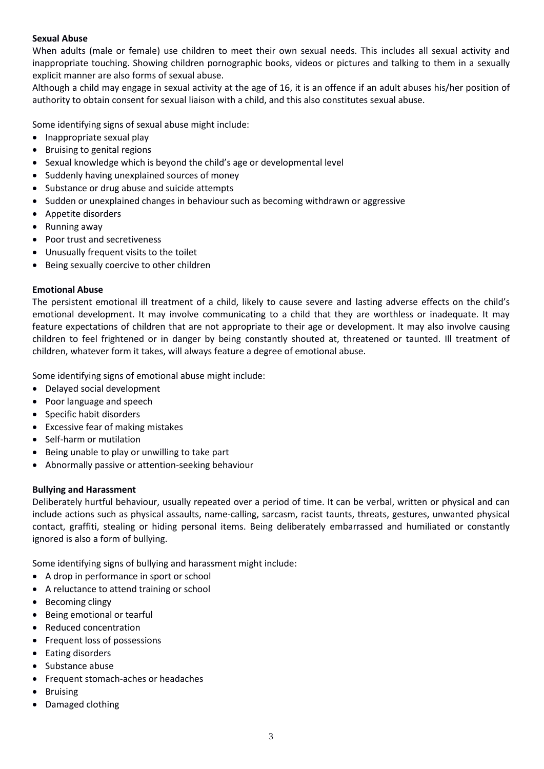**Sexual Abuse**

When adults (male or female) use children to meet their own sexual needs. This includes all sexual activity and inappropriate touching. Showing children pornographic books, videos or pictures and talking to them in a sexually explicit manner are also forms of sexual abuse.

Although a child may engage in sexual activity at the age of 16, it is an offence if an adult abuses his/her position of authority to obtain consent for sexual liaison with a child, and this also constitutes sexual abuse.

Some identifying signs of sexual abuse might include:

- Inappropriate sexual play
- Bruising to genital regions
- Sexual knowledge which is beyond the child's age or developmental level
- Suddenly having unexplained sources of money
- Substance or drug abuse and suicide attempts
- Sudden or unexplained changes in behaviour such as becoming withdrawn or aggressive
- Appetite disorders
- Running away
- Poor trust and secretiveness
- Unusually frequent visits to the toilet
- Being sexually coercive to other children

**Emotional Abuse**

The persistent emotional ill treatment of a child, likely to cause severe and lasting adverse effects on the child's emotional development. It may involve communicating to a child that they are worthless or inadequate. It may feature expectations of children that are not appropriate to their age or development. It may also involve causing children to feel frightened or in danger by being constantly shouted at, threatened or taunted. Ill treatment of children, whatever form it takes, will always feature a degree of emotional abuse.

Some identifying signs of emotional abuse might include:

- Delayed social development
- Poor language and speech
- Specific habit disorders
- Excessive fear of making mistakes
- Self-harm or mutilation
- Being unable to play or unwilling to take part
- Abnormally passive or attention-seeking behaviour

**Bullying and Harassment**

Deliberately hurtful behaviour, usually repeated over a period of time. It can be verbal, written or physical and can include actions such as physical assaults, name-calling, sarcasm, racist taunts, threats, gestures, unwanted physical contact, graffiti, stealing or hiding personal items. Being deliberately embarrassed and humiliated or constantly ignored is also a form of bullying.

Some identifying signs of bullying and harassment might include:

- A drop in performance in sport or school
- A reluctance to attend training or school
- Becoming clingy
- Being emotional or tearful
- Reduced concentration
- Frequent loss of possessions
- Eating disorders
- Substance abuse
- Frequent stomach-aches or headaches
- Bruising
- Damaged clothing